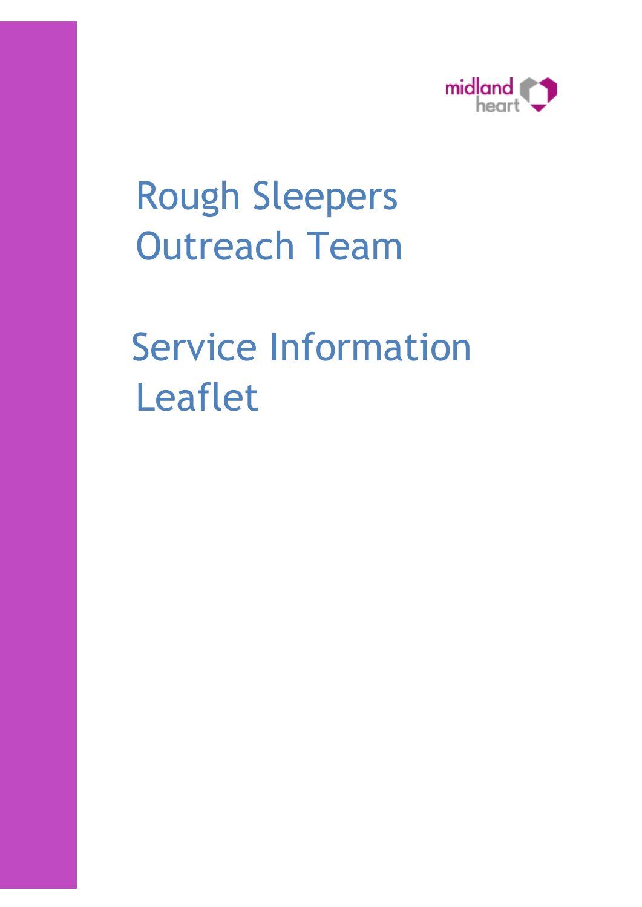midland heart

# Rough Sleepers Outreach Team

# Service Information Leaflet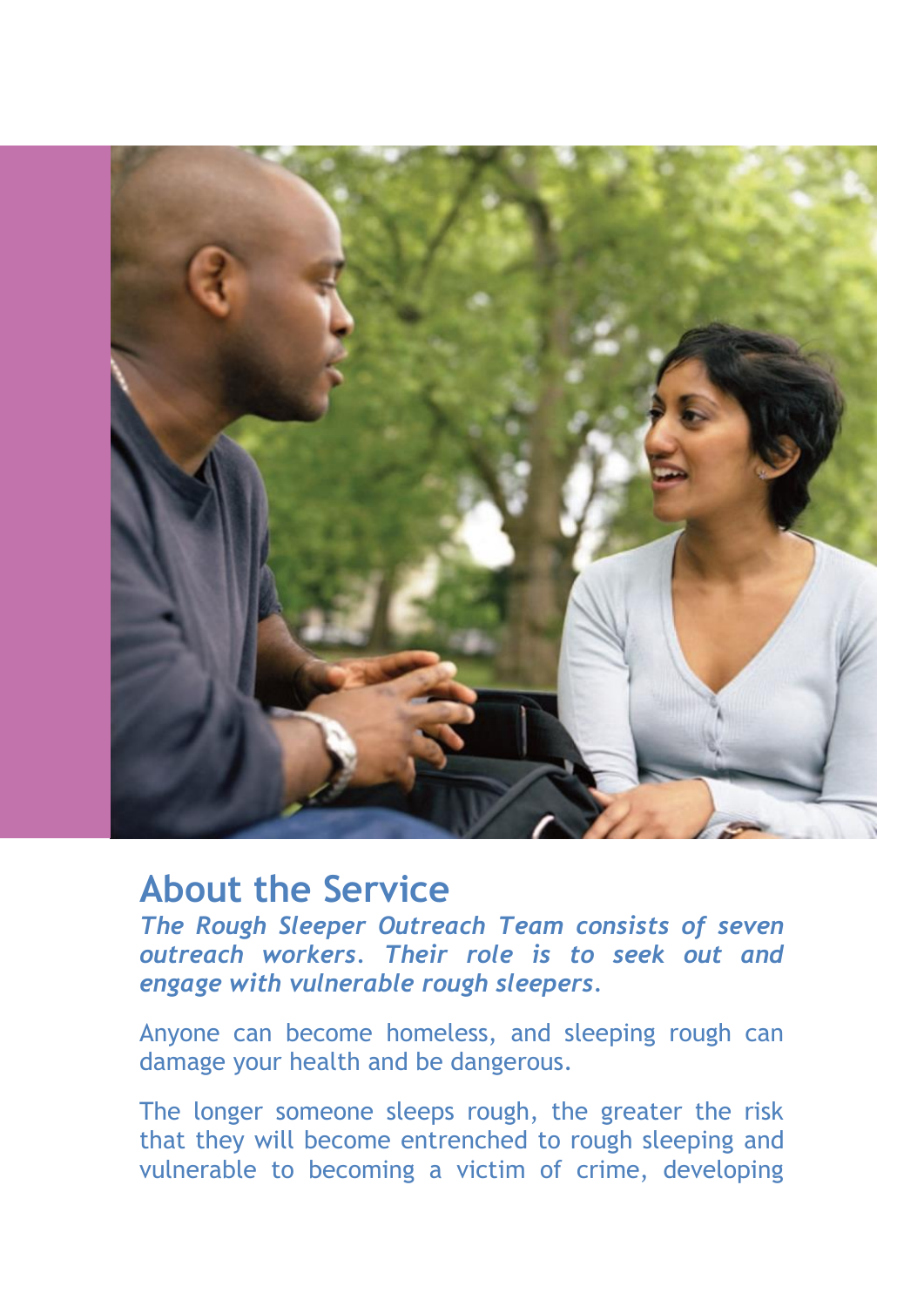## About the Service

***The Rough Sleeper Outreach Team consists of seven outreach workers. Their role is to seek out and engage with vulnerable rough sleepers.***

Anyone can become homeless, and sleeping rough can damage your health and be dangerous.

The longer someone sleeps rough, the greater the risk that they will become entrenched to rough sleeping and vulnerable to becoming a victim of crime, developing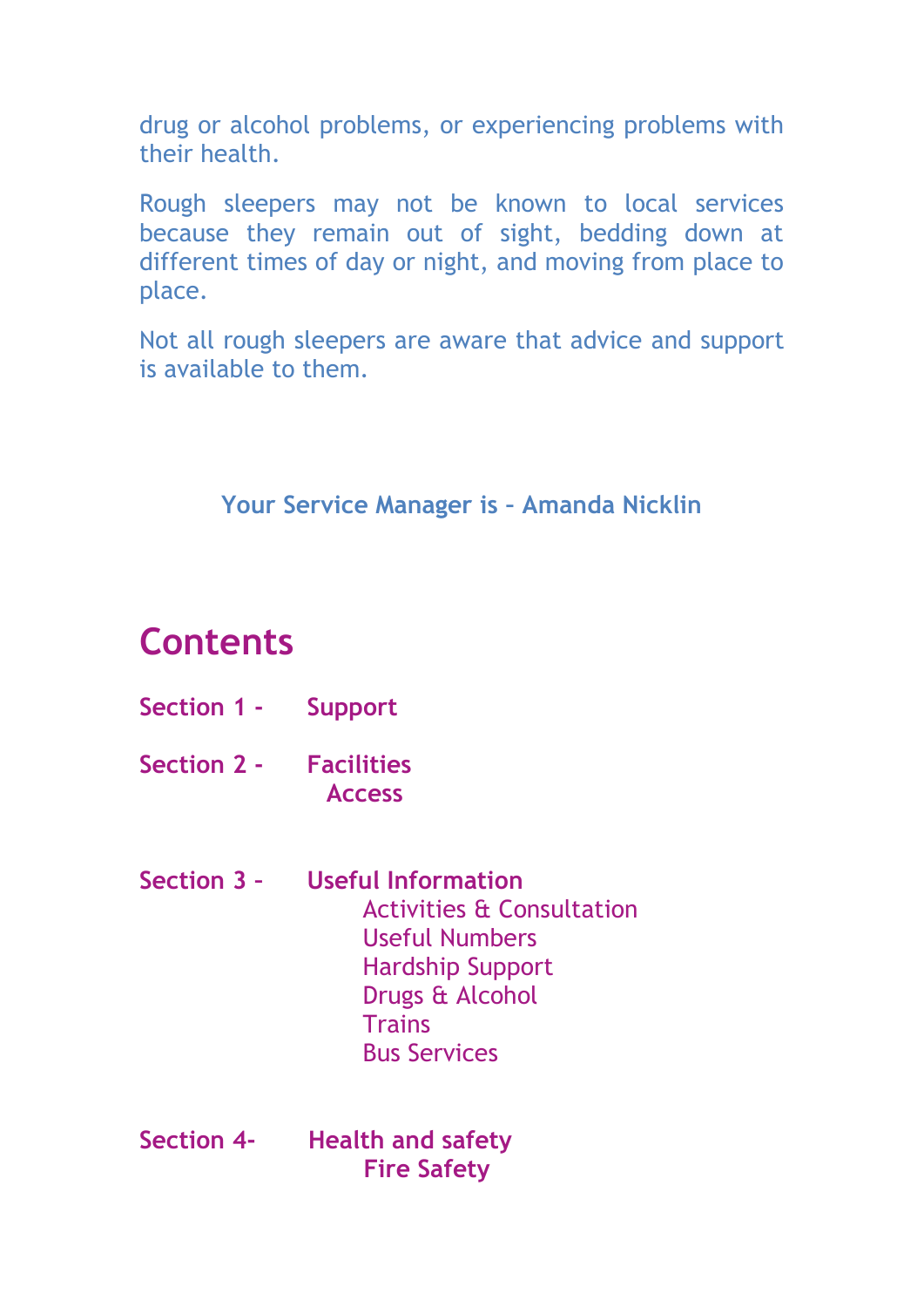drug or alcohol problems, or experiencing problems with their health.

Rough sleepers may not be known to local services because they remain out of sight, bedding down at different times of day or night, and moving from place to place.

Not all rough sleepers are aware that advice and support is available to them.

**Your Service Manager is – Amanda Nicklin**

## Contents

**Section 1 - Support**

**Section 2 - Facilities**
**Access**

**Section 3 – Useful Information**
- Activities & Consultation
- Useful Numbers
- Hardship Support
- Drugs & Alcohol
- Trains
- Bus Services

**Section 4- Health and safety**
**Fire Safety**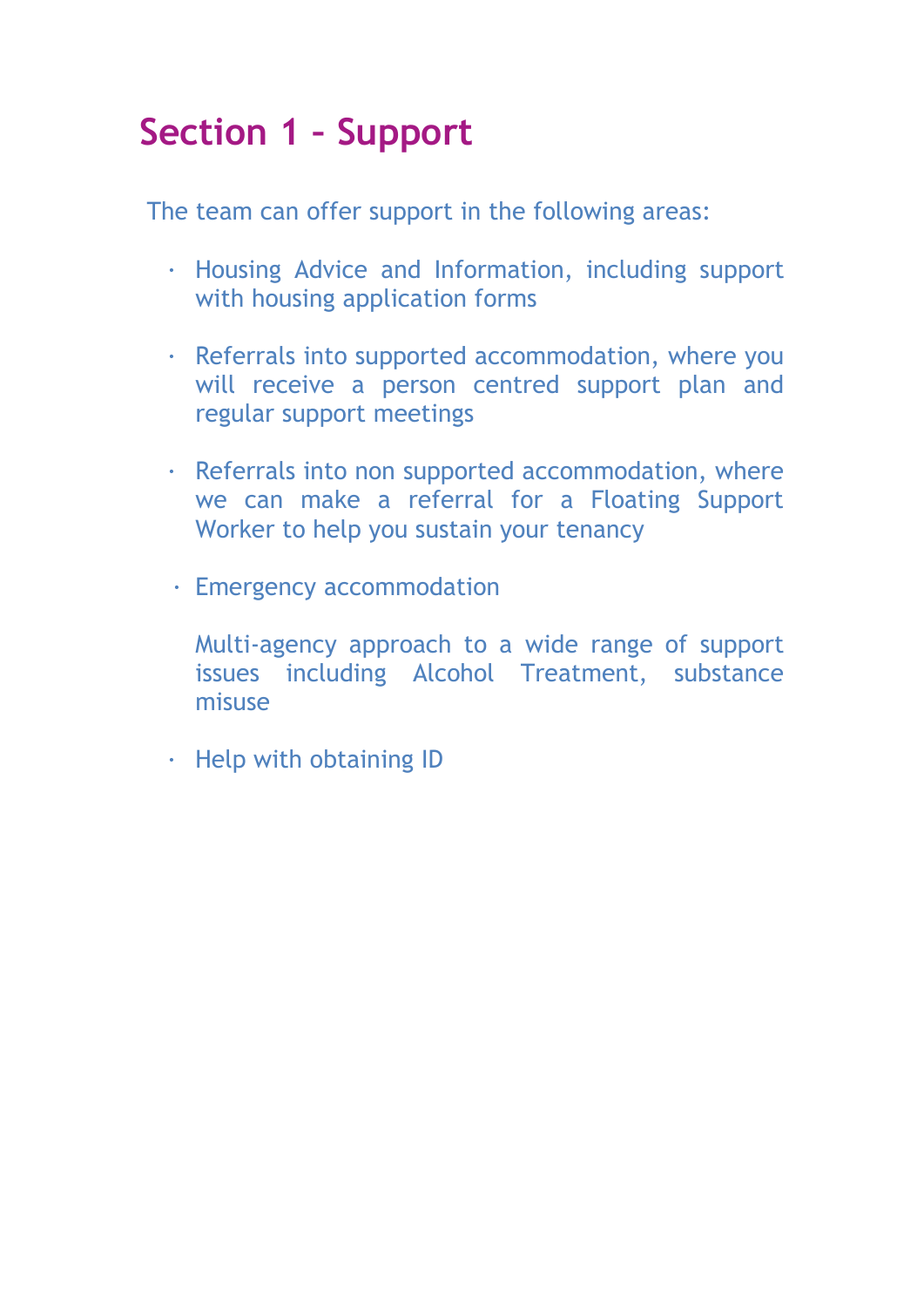## Section 1 – Support

The team can offer support in the following areas:

- Housing Advice and Information, including support with housing application forms
- Referrals into supported accommodation, where you will receive a person centred support plan and regular support meetings
- Referrals into non supported accommodation, where we can make a referral for a Floating Support Worker to help you sustain your tenancy
- Emergency accommodation

  Multi-agency approach to a wide range of support issues including Alcohol Treatment, substance misuse

- Help with obtaining ID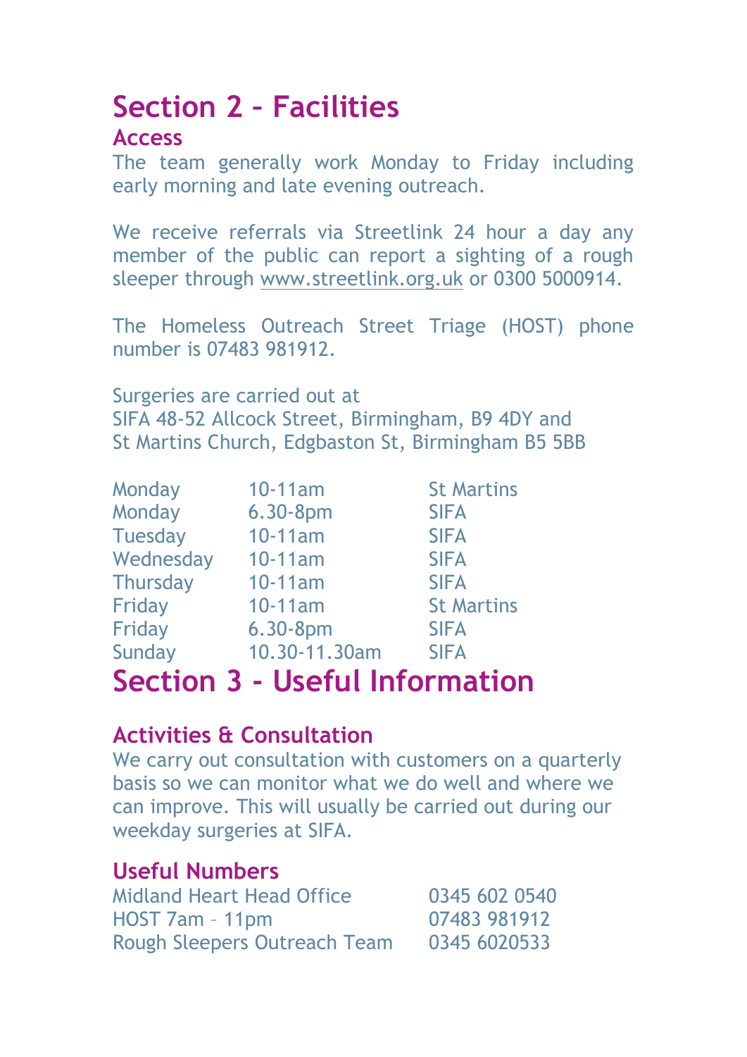# Section 2 – Facilities

## Access

The team generally work Monday to Friday including early morning and late evening outreach.

We receive referrals via Streetlink 24 hour a day any member of the public can report a sighting of a rough sleeper through www.streetlink.org.uk or 0300 5000914.

The Homeless Outreach Street Triage (HOST) phone number is 07483 981912.

Surgeries are carried out at
SIFA 48-52 Allcock Street, Birmingham, B9 4DY and
St Martins Church, Edgbaston St, Birmingham B5 5BB

| | | |
|---|---|---|
| Monday | 10-11am | St Martins |
| Monday | 6.30-8pm | SIFA |
| Tuesday | 10-11am | SIFA |
| Wednesday | 10-11am | SIFA |
| Thursday | 10-11am | SIFA |
| Friday | 10-11am | St Martins |
| Friday | 6.30-8pm | SIFA |
| Sunday | 10.30-11.30am | SIFA |

# Section 3 - Useful Information

## Activities & Consultation

We carry out consultation with customers on a quarterly basis so we can monitor what we do well and where we can improve. This will usually be carried out during our weekday surgeries at SIFA.

## Useful Numbers

| | |
|---|---|
| Midland Heart Head Office | 0345 602 0540 |
| HOST 7am – 11pm | 07483 981912 |
| Rough Sleepers Outreach Team | 0345 6020533 |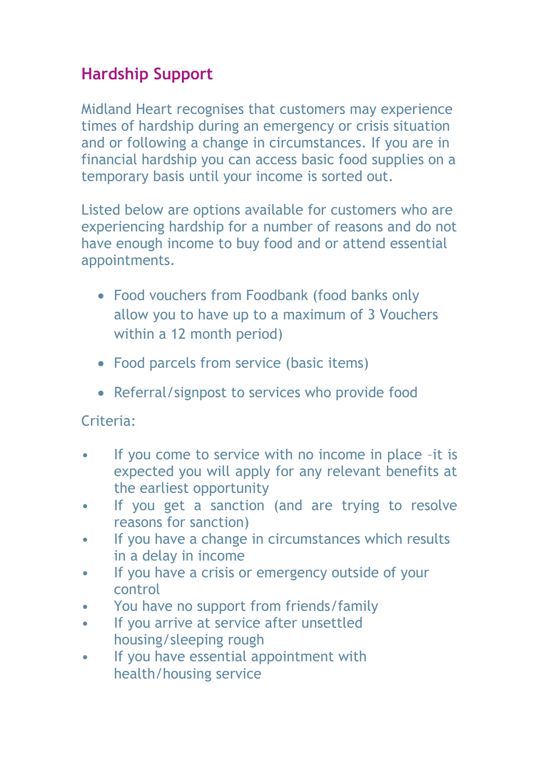## Hardship Support

Midland Heart recognises that customers may experience times of hardship during an emergency or crisis situation and or following a change in circumstances. If you are in financial hardship you can access basic food supplies on a temporary basis until your income is sorted out.

Listed below are options available for customers who are experiencing hardship for a number of reasons and do not have enough income to buy food and or attend essential appointments.

- Food vouchers from Foodbank (food banks only allow you to have up to a maximum of 3 Vouchers within a 12 month period)
- Food parcels from service (basic items)
- Referral/signpost to services who provide food

Criteria:

- If you come to service with no income in place –it is expected you will apply for any relevant benefits at the earliest opportunity
- If you get a sanction (and are trying to resolve reasons for sanction)
- If you have a change in circumstances which results in a delay in income
- If you have a crisis or emergency outside of your control
- You have no support from friends/family
- If you arrive at service after unsettled housing/sleeping rough
- If you have essential appointment with health/housing service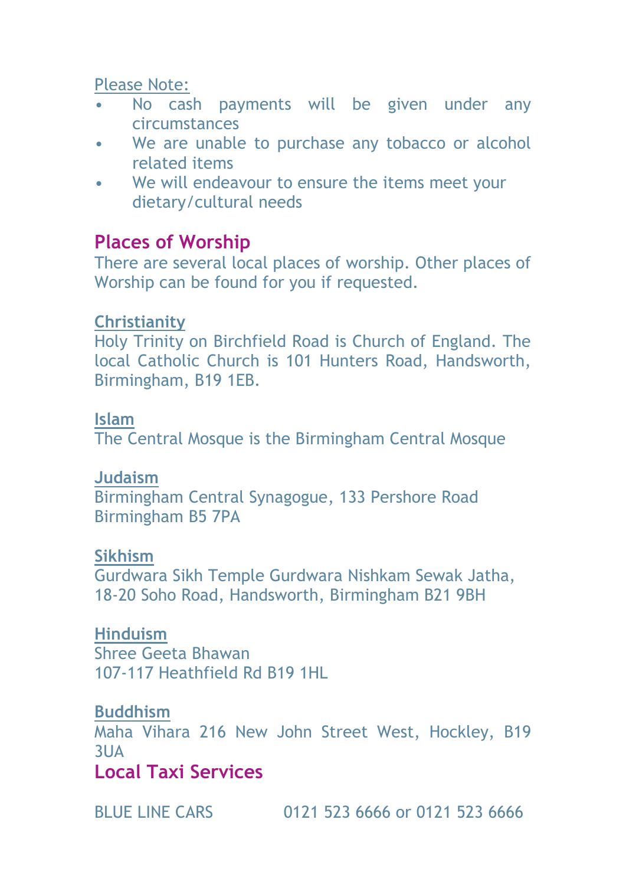Please Note:

- No cash payments will be given under any circumstances
- We are unable to purchase any tobacco or alcohol related items
- We will endeavour to ensure the items meet your dietary/cultural needs

## Places of Worship

There are several local places of worship. Other places of Worship can be found for you if requested.

**Christianity**

Holy Trinity on Birchfield Road is Church of England. The local Catholic Church is 101 Hunters Road, Handsworth, Birmingham, B19 1EB.

**Islam**

The Central Mosque is the Birmingham Central Mosque

**Judaism**

Birmingham Central Synagogue, 133 Pershore Road
Birmingham B5 7PA

**Sikhism**

Gurdwara Sikh Temple Gurdwara Nishkam Sewak Jatha, 18-20 Soho Road, Handsworth, Birmingham B21 9BH

**Hinduism**

Shree Geeta Bhawan
107-117 Heathfield Rd B19 1HL

**Buddhism**

Maha Vihara 216 New John Street West, Hockley, B19 3UA

## Local Taxi Services

BLUE LINE CARS 0121 523 6666 or 0121 523 6666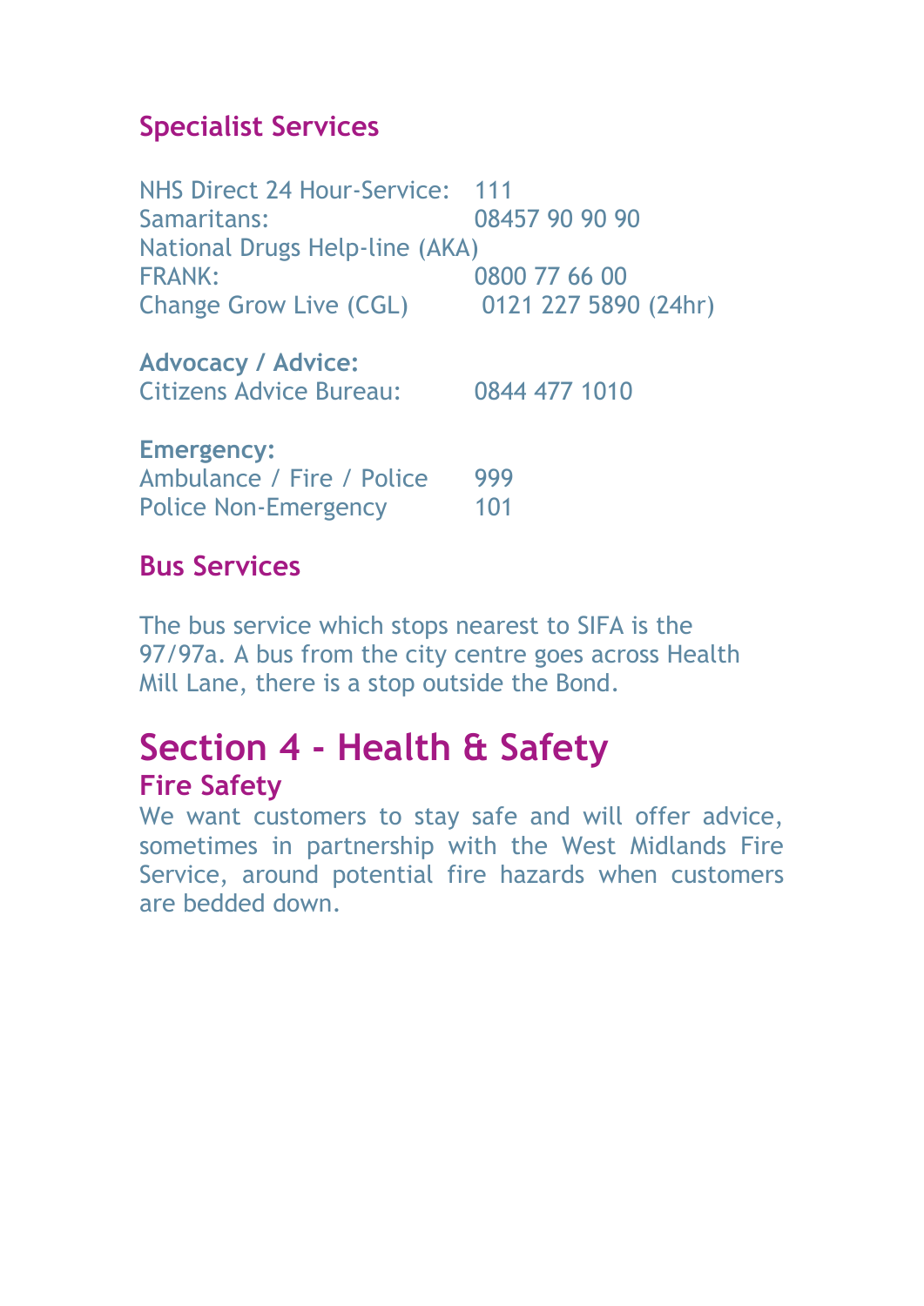## Specialist Services

NHS Direct 24 Hour-Service: 111
Samaritans: 08457 90 90 90
National Drugs Help-line (AKA)
FRANK: 0800 77 66 00
Change Grow Live (CGL) 0121 227 5890 (24hr)

**Advocacy / Advice:**
Citizens Advice Bureau: 0844 477 1010

**Emergency:**
Ambulance / Fire / Police 999
Police Non-Emergency 101

## Bus Services

The bus service which stops nearest to SIFA is the 97/97a. A bus from the city centre goes across Health Mill Lane, there is a stop outside the Bond.

# Section 4 - Health & Safety

## Fire Safety

We want customers to stay safe and will offer advice, sometimes in partnership with the West Midlands Fire Service, around potential fire hazards when customers are bedded down.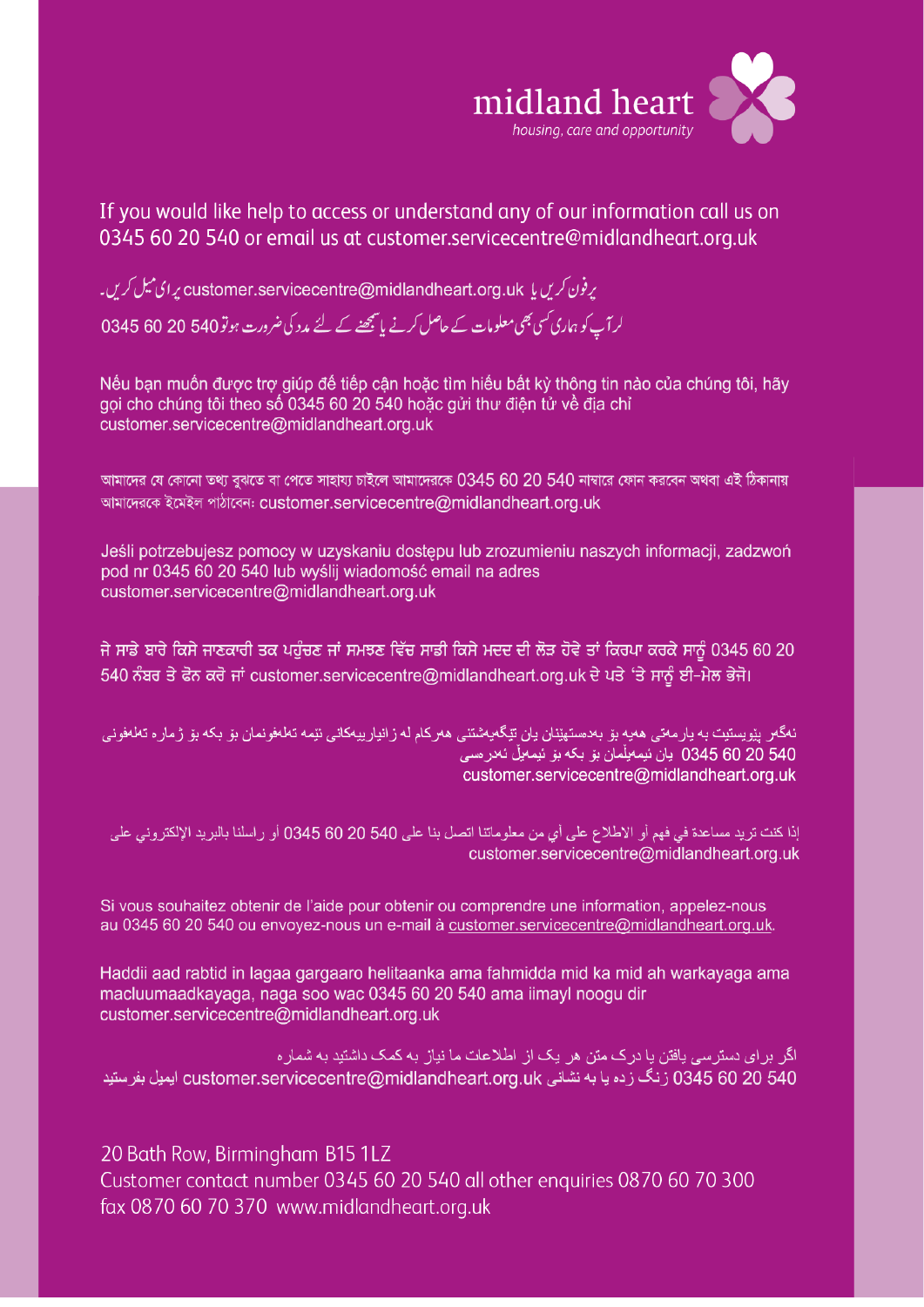midland heart

housing, care and opportunity

If you would like help to access or understand any of our information call us on 0345 60 20 540 or email us at customer.servicecentre@midlandheart.org.uk

اگر آپ کو ہماری کسی بھی معلومات کے حاصل کرنے یا سمجھنے کے لئے مدد کی ضرورت ہو تو 540 20 60 0345 پر فون کریں یا customer.servicecentre@midlandheart.org.uk پر ای میل کریں۔

Nếu bạn muốn được trợ giúp để tiếp cận hoặc tìm hiểu bất kỳ thông tin nào của chúng tôi, hãy gọi cho chúng tôi theo số 0345 60 20 540 hoặc gửi thư điện tử về địa chỉ customer.servicecentre@midlandheart.org.uk

আমাদের যে কোনো তথ্য বুঝতে বা পেতে সাহায্য চাইলে আমাদেরকে 0345 60 20 540 নাম্বারে ফোন করবেন অথবা এই ঠিকানায় আমাদেরকে ইমেইল পাঠাবেন: customer.servicecentre@midlandheart.org.uk

Jeśli potrzebujesz pomocy w uzyskaniu dostępu lub zrozumieniu naszych informacji, zadzwoń pod nr 0345 60 20 540 lub wyślij wiadomość email na adres customer.servicecentre@midlandheart.org.uk

ਜੇ ਸਾਡੇ ਬਾਰੇ ਕਿਸੇ ਜਾਣਕਾਰੀ ਤਕ ਪਹੁੰਚਣ ਜਾਂ ਸਮਝਣ ਵਿੱਚ ਸਾਡੀ ਕਿਸੇ ਮਦਦ ਦੀ ਲੋੜ ਹੋਵੇ ਤਾਂ ਕਿਰਪਾ ਕਰਕੇ ਸਾਨੂੰ 0345 60 20 540 ਨੰਬਰ ਤੇ ਫੋਨ ਕਰੋ ਜਾਂ customer.servicecentre@midlandheart.org.uk ਦੇ ਪਤੇ 'ਤੇ ਸਾਨੂੰ ਈ-ਮੇਲ ਭੇਜੋ।

ئەگەر پێویستیت بە یارمەتی هەیە بۆ بەدەستهێنان یان تێگەیشتنی هەرکام لە زانیارییەکانی ئێمە تەلەفونمان بۆ بکە بۆ ژمارە تەلەفونی 0345 60 20 540 یان ئیمەیڵمان بۆ بکە بۆ ئیمەیڵ ئەدرەسی customer.servicecentre@midlandheart.org.uk

إذا كنت تريد مساعدة في فهم أو الاطلاع على أي من معلوماتنا اتصل بنا على 540 20 60 0345 أو راسلنا بالبريد الإلكتروني على customer.servicecentre@midlandheart.org.uk

Si vous souhaitez obtenir de l'aide pour obtenir ou comprendre une information, appelez-nous au 0345 60 20 540 ou envoyez-nous un e-mail à customer.servicecentre@midlandheart.org.uk.

Haddii aad rabtid in lagaa gargaaro helitaanka ama fahmidda mid ka mid ah warkayaga ama macluumaadkayaga, naga soo wac 0345 60 20 540 ama iimayl noogu dir customer.servicecentre@midlandheart.org.uk

اگر برای دسترسی یافتن یا درک متن هر یک از اطلاعات ما نیاز به کمک داشتید به شماره 540 20 60 0345 زنگ زده یا به نشانی customer.servicecentre@midlandheart.org.uk ایمیل بفرستید

20 Bath Row, Birmingham B15 1LZ
Customer contact number 0345 60 20 540 all other enquiries 0870 60 70 300
fax 0870 60 70 370 www.midlandheart.org.uk